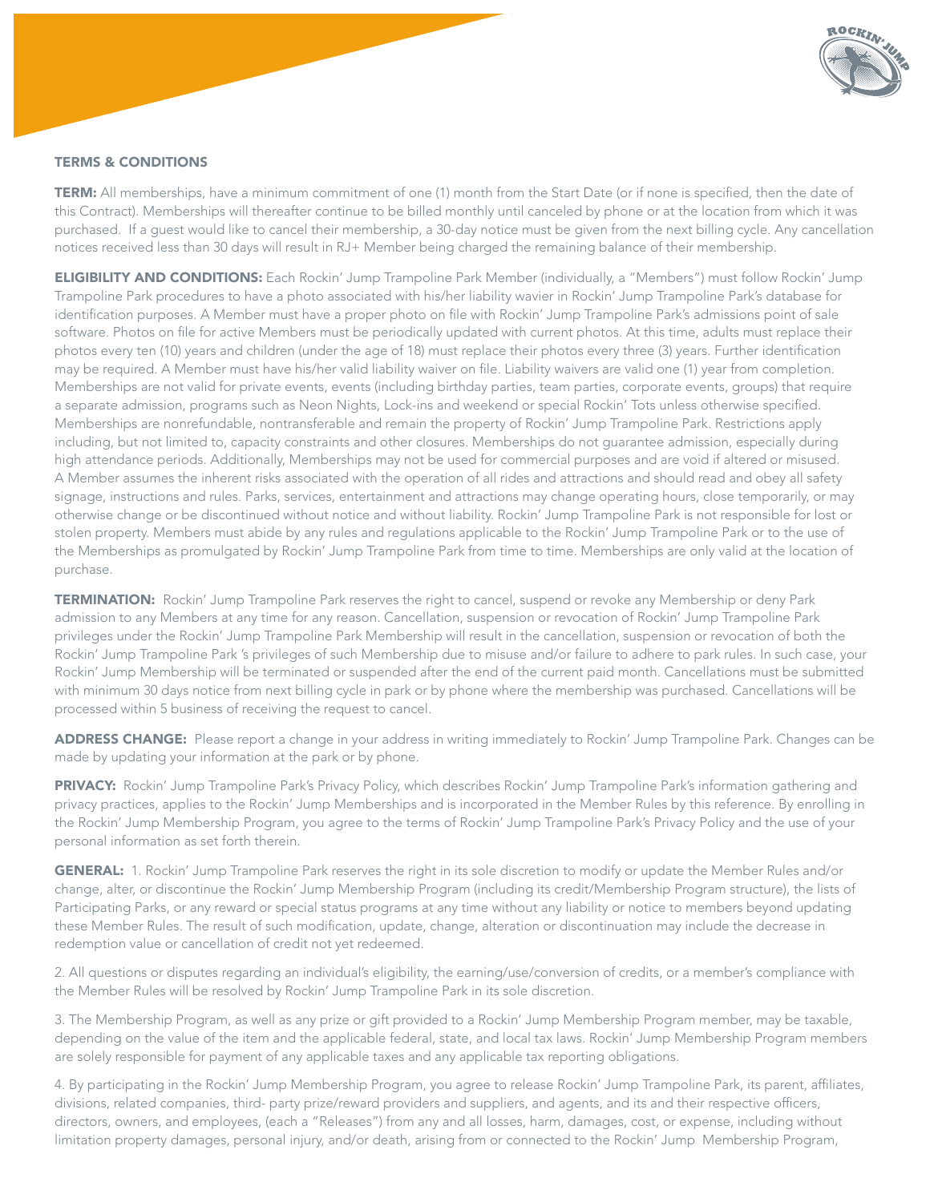## TERMS & CONDITIONS

**TERM:** All memberships, have a minimum commitment of one (1) month from the Start Date (or if none is specified, then the date of this Contract). Memberships will thereafter continue to be billed monthly until canceled by phone or at the location from which it was purchased. If a guest would like to cancel their membership, a 30-day notice must be given from the next billing cycle. Any cancellation notices received less than 30 days will result in RJ+ Member being charged the remaining balance of their membership.

**ELIGIBILITY AND CONDITIONS:** Each Rockin' Jump Trampoline Park Member (individually, a "Members") must follow Rockin' Jump Trampoline Park procedures to have a photo associated with his/her liability wavier in Rockin' Jump Trampoline Park's database for identification purposes. A Member must have a proper photo on file with Rockin' Jump Trampoline Park's admissions point of sale software. Photos on file for active Members must be periodically updated with current photos. At this time, adults must replace their photos every ten (10) years and children (under the age of 18) must replace their photos every three (3) years. Further identification may be required. A Member must have his/her valid liability waiver on file. Liability waivers are valid one (1) year from completion. Memberships are not valid for private events, events (including birthday parties, team parties, corporate events, groups) that require a separate admission, programs such as Neon Nights, Lock-ins and weekend or special Rockin' Tots unless otherwise specified. Memberships are nonrefundable, nontransferable and remain the property of Rockin' Jump Trampoline Park. Restrictions apply including, but not limited to, capacity constraints and other closures. Memberships do not guarantee admission, especially during high attendance periods. Additionally, Memberships may not be used for commercial purposes and are void if altered or misused. A Member assumes the inherent risks associated with the operation of all rides and attractions and should read and obey all safety signage, instructions and rules. Parks, services, entertainment and attractions may change operating hours, close temporarily, or may otherwise change or be discontinued without notice and without liability. Rockin' Jump Trampoline Park is not responsible for lost or stolen property. Members must abide by any rules and regulations applicable to the Rockin' Jump Trampoline Park or to the use of the Memberships as promulgated by Rockin' Jump Trampoline Park from time to time. Memberships are only valid at the location of purchase.

**TERMINATION:** Rockin' Jump Trampoline Park reserves the right to cancel, suspend or revoke any Membership or deny Park admission to any Members at any time for any reason. Cancellation, suspension or revocation of Rockin' Jump Trampoline Park privileges under the Rockin' Jump Trampoline Park Membership will result in the cancellation, suspension or revocation of both the Rockin' Jump Trampoline Park 's privileges of such Membership due to misuse and/or failure to adhere to park rules. In such case, your Rockin' Jump Membership will be terminated or suspended after the end of the current paid month. Cancellations must be submitted with minimum 30 days notice from next billing cycle in park or by phone where the membership was purchased. Cancellations will be processed within 5 business of receiving the request to cancel.

**ADDRESS CHANGE:** Please report a change in your address in writing immediately to Rockin' Jump Trampoline Park. Changes can be made by updating your information at the park or by phone.

**PRIVACY:** Rockin' Jump Trampoline Park's Privacy Policy, which describes Rockin' Jump Trampoline Park's information gathering and privacy practices, applies to the Rockin' Jump Memberships and is incorporated in the Member Rules by this reference. By enrolling in the Rockin' Jump Membership Program, you agree to the terms of Rockin' Jump Trampoline Park's Privacy Policy and the use of your personal information as set forth therein.

**GENERAL:** 1. Rockin' Jump Trampoline Park reserves the right in its sole discretion to modify or update the Member Rules and/or change, alter, or discontinue the Rockin' Jump Membership Program (including its credit/Membership Program structure), the lists of Participating Parks, or any reward or special status programs at any time without any liability or notice to members beyond updating these Member Rules. The result of such modification, update, change, alteration or discontinuation may include the decrease in redemption value or cancellation of credit not yet redeemed.

2. All questions or disputes regarding an individual's eligibility, the earning/use/conversion of credits, or a member's compliance with the Member Rules will be resolved by Rockin' Jump Trampoline Park in its sole discretion.

3. The Membership Program, as well as any prize or gift provided to a Rockin' Jump Membership Program member, may be taxable, depending on the value of the item and the applicable federal, state, and local tax laws. Rockin' Jump Membership Program members are solely responsible for payment of any applicable taxes and any applicable tax reporting obligations.

4. By participating in the Rockin' Jump Membership Program, you agree to release Rockin' Jump Trampoline Park, its parent, affiliates, divisions, related companies, third- party prize/reward providers and suppliers, and agents, and its and their respective officers, directors, owners, and employees, (each a "Releases") from any and all losses, harm, damages, cost, or expense, including without limitation property damages, personal injury, and/or death, arising from or connected to the Rockin' Jump Membership Program,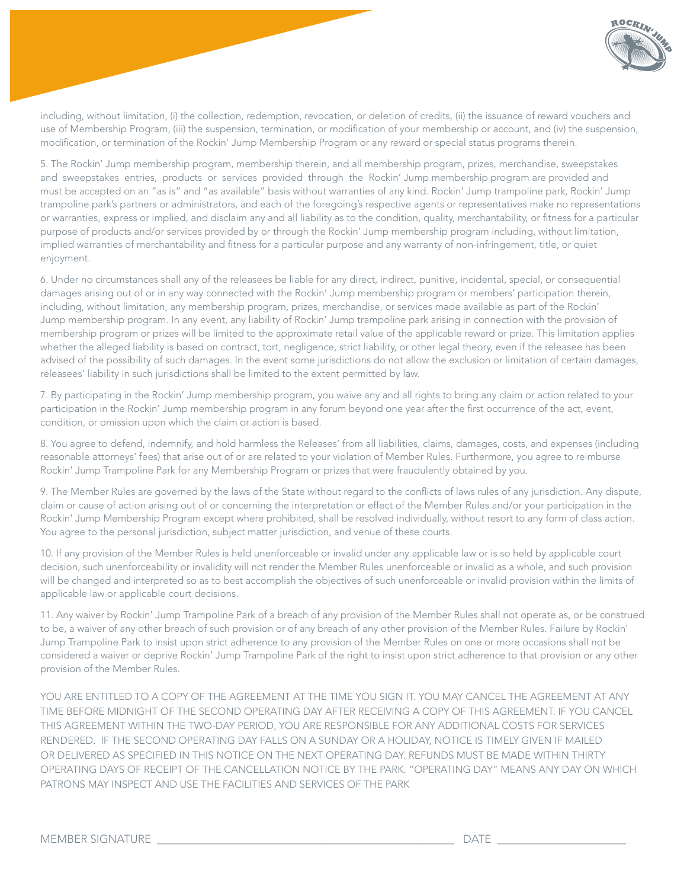including, without limitation, (i) the collection, redemption, revocation, or deletion of credits, (ii) the issuance of reward vouchers and use of Membership Program, (iii) the suspension, termination, or modification of your membership or account, and (iv) the suspension, modification, or termination of the Rockin' Jump Membership Program or any reward or special status programs therein.

5. The Rockin' Jump membership program, membership therein, and all membership program, prizes, merchandise, sweepstakes and sweepstakes entries, products or services provided through the Rockin' Jump membership program are provided and must be accepted on an "as is" and "as available" basis without warranties of any kind. Rockin' Jump trampoline park, Rockin' Jump trampoline park's partners or administrators, and each of the foregoing's respective agents or representatives make no representations or warranties, express or implied, and disclaim any and all liability as to the condition, quality, merchantability, or fitness for a particular purpose of products and/or services provided by or through the Rockin' Jump membership program including, without limitation, implied warranties of merchantability and fitness for a particular purpose and any warranty of non-infringement, title, or quiet enjoyment.

6. Under no circumstances shall any of the releasees be liable for any direct, indirect, punitive, incidental, special, or consequential damages arising out of or in any way connected with the Rockin' Jump membership program or members' participation therein, including, without limitation, any membership program, prizes, merchandise, or services made available as part of the Rockin' Jump membership program. In any event, any liability of Rockin' Jump trampoline park arising in connection with the provision of membership program or prizes will be limited to the approximate retail value of the applicable reward or prize. This limitation applies whether the alleged liability is based on contract, tort, negligence, strict liability, or other legal theory, even if the releasee has been advised of the possibility of such damages. In the event some jurisdictions do not allow the exclusion or limitation of certain damages, releasees' liability in such jurisdictions shall be limited to the extent permitted by law.

7. By participating in the Rockin' Jump membership program, you waive any and all rights to bring any claim or action related to your participation in the Rockin' Jump membership program in any forum beyond one year after the first occurrence of the act, event, condition, or omission upon which the claim or action is based.

8. You agree to defend, indemnify, and hold harmless the Releases' from all liabilities, claims, damages, costs, and expenses (including reasonable attorneys' fees) that arise out of or are related to your violation of Member Rules. Furthermore, you agree to reimburse Rockin' Jump Trampoline Park for any Membership Program or prizes that were fraudulently obtained by you.

9. The Member Rules are governed by the laws of the State without regard to the conflicts of laws rules of any jurisdiction. Any dispute, claim or cause of action arising out of or concerning the interpretation or effect of the Member Rules and/or your participation in the Rockin' Jump Membership Program except where prohibited, shall be resolved individually, without resort to any form of class action. You agree to the personal jurisdiction, subject matter jurisdiction, and venue of these courts.

10. If any provision of the Member Rules is held unenforceable or invalid under any applicable law or is so held by applicable court decision, such unenforceability or invalidity will not render the Member Rules unenforceable or invalid as a whole, and such provision will be changed and interpreted so as to best accomplish the objectives of such unenforceable or invalid provision within the limits of applicable law or applicable court decisions.

11. Any waiver by Rockin' Jump Trampoline Park of a breach of any provision of the Member Rules shall not operate as, or be construed to be, a waiver of any other breach of such provision or of any breach of any other provision of the Member Rules. Failure by Rockin' Jump Trampoline Park to insist upon strict adherence to any provision of the Member Rules on one or more occasions shall not be considered a waiver or deprive Rockin' Jump Trampoline Park of the right to insist upon strict adherence to that provision or any other provision of the Member Rules.

YOU ARE ENTITLED TO A COPY OF THE AGREEMENT AT THE TIME YOU SIGN IT. YOU MAY CANCEL THE AGREEMENT AT ANY TIME BEFORE MIDNIGHT OF THE SECOND OPERATING DAY AFTER RECEIVING A COPY OF THIS AGREEMENT. IF YOU CANCEL THIS AGREEMENT WITHIN THE TWO-DAY PERIOD, YOU ARE RESPONSIBLE FOR ANY ADDITIONAL COSTS FOR SERVICES RENDERED. IF THE SECOND OPERATING DAY FALLS ON A SUNDAY OR A HOLIDAY, NOTICE IS TIMELY GIVEN IF MAILED OR DELIVERED AS SPECIFIED IN THIS NOTICE ON THE NEXT OPERATING DAY. REFUNDS MUST BE MADE WITHIN THIRTY OPERATING DAYS OF RECEIPT OF THE CANCELLATION NOTICE BY THE PARK. "OPERATING DAY" MEANS ANY DAY ON WHICH PATRONS MAY INSPECT AND USE THE FACILITIES AND SERVICES OF THE PARK

MEMBER SIGNATURE ____________________________________________ DATE ____________________